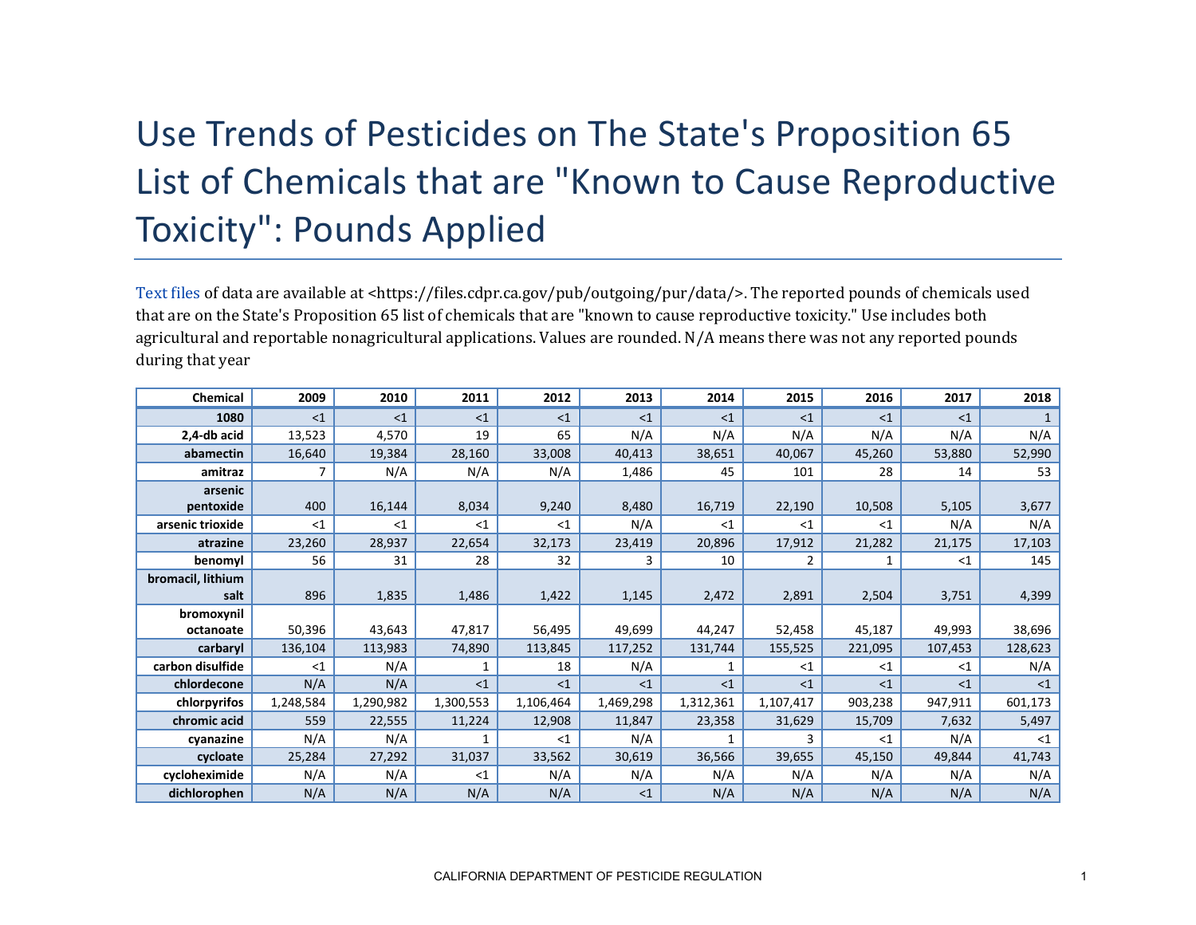# Use Trends of Pesticides on The State's Proposition 65 List of Chemicals that are "Known to Cause Reproductive Toxicity": Pounds Applied

Text files of data are available at <https://files.cdpr.ca.gov/pub/outgoing/pur/data/>. The reported pounds of chemicals used that are on the State's Proposition 65 list of chemicals that are "known to cause reproductive toxicity." Use includes both agricultural and reportable nonagricultural applications. Values are rounded. N/A means there was not any reported pounds during that year

| Chemical | 2009 | 2010 | 2011 | 2012 | 2013 | 2014 | 2015 | 2016 | 2017 | 2018 |
|---|---|---|---|---|---|---|---|---|---|---|
| 1080 | <1 | <1 | <1 | <1 | <1 | <1 | <1 | <1 | <1 | 1 |
| 2,4-db acid | 13,523 | 4,570 | 19 | 65 | N/A | N/A | N/A | N/A | N/A | N/A |
| abamectin | 16,640 | 19,384 | 28,160 | 33,008 | 40,413 | 38,651 | 40,067 | 45,260 | 53,880 | 52,990 |
| amitraz | 7 | N/A | N/A | N/A | 1,486 | 45 | 101 | 28 | 14 | 53 |
| arsenic pentoxide | 400 | 16,144 | 8,034 | 9,240 | 8,480 | 16,719 | 22,190 | 10,508 | 5,105 | 3,677 |
| arsenic trioxide | <1 | <1 | <1 | <1 | N/A | <1 | <1 | <1 | N/A | N/A |
| atrazine | 23,260 | 28,937 | 22,654 | 32,173 | 23,419 | 20,896 | 17,912 | 21,282 | 21,175 | 17,103 |
| benomyl | 56 | 31 | 28 | 32 | 3 | 10 | 2 | 1 | <1 | 145 |
| bromacil, lithium salt | 896 | 1,835 | 1,486 | 1,422 | 1,145 | 2,472 | 2,891 | 2,504 | 3,751 | 4,399 |
| bromoxynil octanoate | 50,396 | 43,643 | 47,817 | 56,495 | 49,699 | 44,247 | 52,458 | 45,187 | 49,993 | 38,696 |
| carbaryl | 136,104 | 113,983 | 74,890 | 113,845 | 117,252 | 131,744 | 155,525 | 221,095 | 107,453 | 128,623 |
| carbon disulfide | <1 | N/A | 1 | 18 | N/A | 1 | <1 | <1 | <1 | N/A |
| chlordecone | N/A | N/A | <1 | <1 | <1 | <1 | <1 | <1 | <1 | <1 |
| chlorpyrifos | 1,248,584 | 1,290,982 | 1,300,553 | 1,106,464 | 1,469,298 | 1,312,361 | 1,107,417 | 903,238 | 947,911 | 601,173 |
| chromic acid | 559 | 22,555 | 11,224 | 12,908 | 11,847 | 23,358 | 31,629 | 15,709 | 7,632 | 5,497 |
| cyanazine | N/A | N/A | 1 | <1 | N/A | 1 | 3 | <1 | N/A | <1 |
| cycloate | 25,284 | 27,292 | 31,037 | 33,562 | 30,619 | 36,566 | 39,655 | 45,150 | 49,844 | 41,743 |
| cycloheximide | N/A | N/A | <1 | N/A | N/A | N/A | N/A | N/A | N/A | N/A |
| dichlorophen | N/A | N/A | N/A | N/A | <1 | N/A | N/A | N/A | N/A | N/A |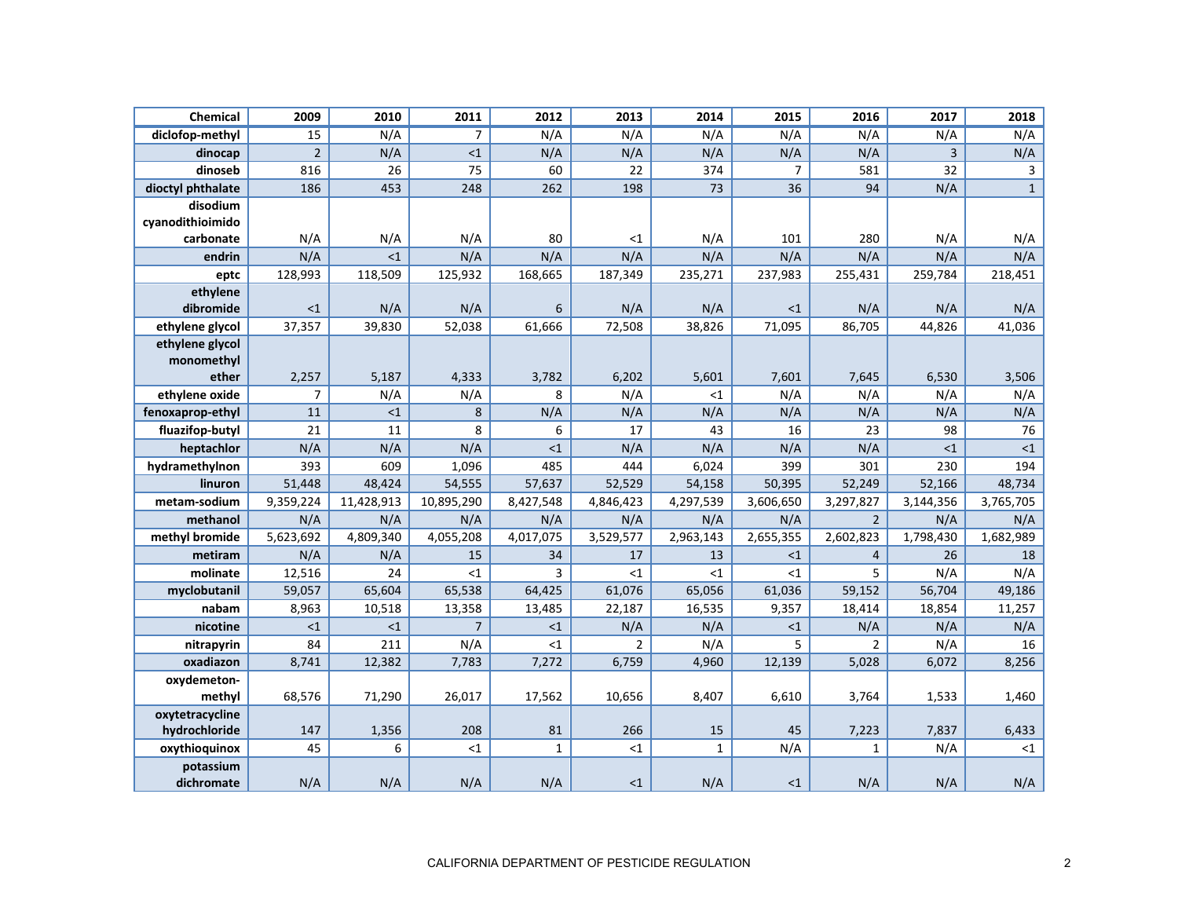| Chemical | 2009 | 2010 | 2011 | 2012 | 2013 | 2014 | 2015 | 2016 | 2017 | 2018 |
|---|---|---|---|---|---|---|---|---|---|---|
| diclofop-methyl | 15 | N/A | 7 | N/A | N/A | N/A | N/A | N/A | N/A | N/A |
| dinocap | 2 | N/A | <1 | N/A | N/A | N/A | N/A | N/A | 3 | N/A |
| dinoseb | 816 | 26 | 75 | 60 | 22 | 374 | 7 | 581 | 32 | 3 |
| dioctyl phthalate | 186 | 453 | 248 | 262 | 198 | 73 | 36 | 94 | N/A | 1 |
| disodium cyanodithioimido carbonate | N/A | N/A | N/A | 80 | <1 | N/A | 101 | 280 | N/A | N/A |
| endrin | N/A | <1 | N/A | N/A | N/A | N/A | N/A | N/A | N/A | N/A |
| eptc | 128,993 | 118,509 | 125,932 | 168,665 | 187,349 | 235,271 | 237,983 | 255,431 | 259,784 | 218,451 |
| ethylene dibromide | <1 | N/A | N/A | 6 | N/A | N/A | <1 | N/A | N/A | N/A |
| ethylene glycol | 37,357 | 39,830 | 52,038 | 61,666 | 72,508 | 38,826 | 71,095 | 86,705 | 44,826 | 41,036 |
| ethylene glycol monomethyl ether | 2,257 | 5,187 | 4,333 | 3,782 | 6,202 | 5,601 | 7,601 | 7,645 | 6,530 | 3,506 |
| ethylene oxide | 7 | N/A | N/A | 8 | N/A | <1 | N/A | N/A | N/A | N/A |
| fenoxaprop-ethyl | 11 | <1 | 8 | N/A | N/A | N/A | N/A | N/A | N/A | N/A |
| fluazifop-butyl | 21 | 11 | 8 | 6 | 17 | 43 | 16 | 23 | 98 | 76 |
| heptachlor | N/A | N/A | N/A | <1 | N/A | N/A | N/A | N/A | <1 | <1 |
| hydramethylnon | 393 | 609 | 1,096 | 485 | 444 | 6,024 | 399 | 301 | 230 | 194 |
| linuron | 51,448 | 48,424 | 54,555 | 57,637 | 52,529 | 54,158 | 50,395 | 52,249 | 52,166 | 48,734 |
| metam-sodium | 9,359,224 | 11,428,913 | 10,895,290 | 8,427,548 | 4,846,423 | 4,297,539 | 3,606,650 | 3,297,827 | 3,144,356 | 3,765,705 |
| methanol | N/A | N/A | N/A | N/A | N/A | N/A | N/A | 2 | N/A | N/A |
| methyl bromide | 5,623,692 | 4,809,340 | 4,055,208 | 4,017,075 | 3,529,577 | 2,963,143 | 2,655,355 | 2,602,823 | 1,798,430 | 1,682,989 |
| metiram | N/A | N/A | 15 | 34 | 17 | 13 | <1 | 4 | 26 | 18 |
| molinate | 12,516 | 24 | <1 | 3 | <1 | <1 | <1 | 5 | N/A | N/A |
| myclobutanil | 59,057 | 65,604 | 65,538 | 64,425 | 61,076 | 65,056 | 61,036 | 59,152 | 56,704 | 49,186 |
| nabam | 8,963 | 10,518 | 13,358 | 13,485 | 22,187 | 16,535 | 9,357 | 18,414 | 18,854 | 11,257 |
| nicotine | <1 | <1 | 7 | <1 | N/A | N/A | <1 | N/A | N/A | N/A |
| nitrapyrin | 84 | 211 | N/A | <1 | 2 | N/A | 5 | 2 | N/A | 16 |
| oxadiazon | 8,741 | 12,382 | 7,783 | 7,272 | 6,759 | 4,960 | 12,139 | 5,028 | 6,072 | 8,256 |
| oxydemeton-methyl | 68,576 | 71,290 | 26,017 | 17,562 | 10,656 | 8,407 | 6,610 | 3,764 | 1,533 | 1,460 |
| oxytetracycline hydrochloride | 147 | 1,356 | 208 | 81 | 266 | 15 | 45 | 7,223 | 7,837 | 6,433 |
| oxythioquinox | 45 | 6 | <1 | 1 | <1 | 1 | N/A | 1 | N/A | <1 |
| potassium dichromate | N/A | N/A | N/A | N/A | <1 | N/A | <1 | N/A | N/A | N/A |

CALIFORNIA DEPARTMENT OF PESTICIDE REGULATION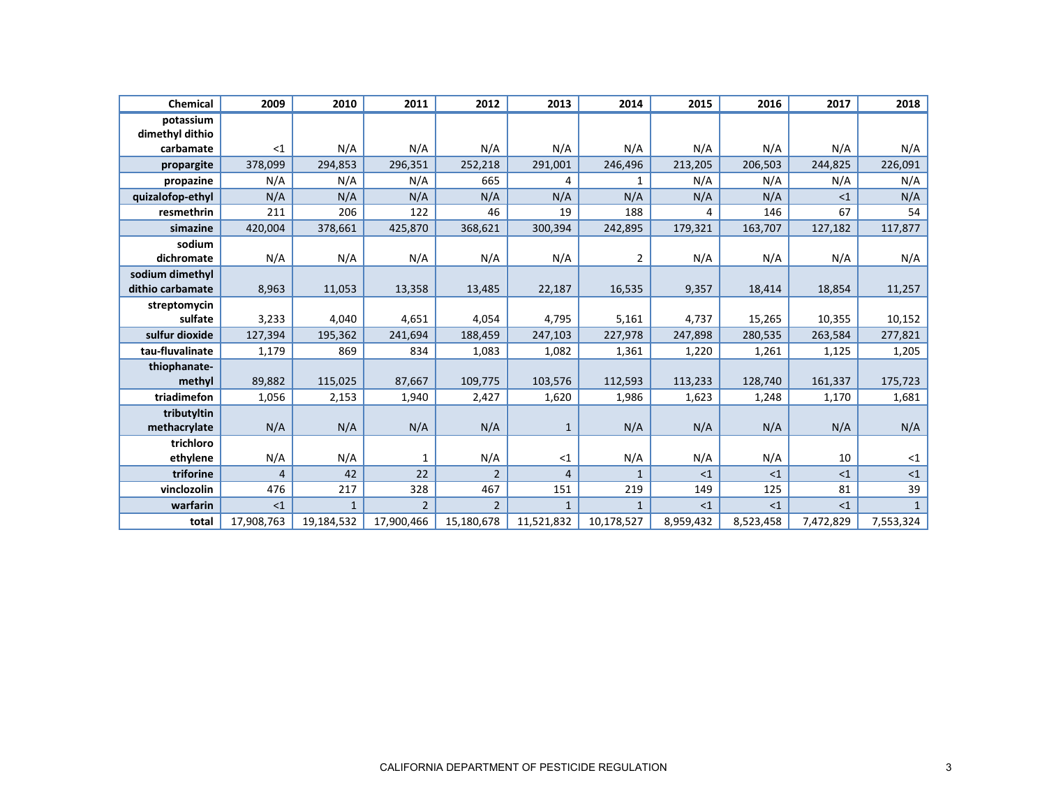| Chemical | 2009 | 2010 | 2011 | 2012 | 2013 | 2014 | 2015 | 2016 | 2017 | 2018 |
|---|---|---|---|---|---|---|---|---|---|---|
| potassium dimethyl dithio carbamate | <1 | N/A | N/A | N/A | N/A | N/A | N/A | N/A | N/A | N/A |
| propargite | 378,099 | 294,853 | 296,351 | 252,218 | 291,001 | 246,496 | 213,205 | 206,503 | 244,825 | 226,091 |
| propazine | N/A | N/A | N/A | 665 | 4 | 1 | N/A | N/A | N/A | N/A |
| quizalofop-ethyl | N/A | N/A | N/A | N/A | N/A | N/A | N/A | N/A | <1 | N/A |
| resmethrin | 211 | 206 | 122 | 46 | 19 | 188 | 4 | 146 | 67 | 54 |
| simazine | 420,004 | 378,661 | 425,870 | 368,621 | 300,394 | 242,895 | 179,321 | 163,707 | 127,182 | 117,877 |
| sodium dichromate | N/A | N/A | N/A | N/A | N/A | 2 | N/A | N/A | N/A | N/A |
| sodium dimethyl dithio carbamate | 8,963 | 11,053 | 13,358 | 13,485 | 22,187 | 16,535 | 9,357 | 18,414 | 18,854 | 11,257 |
| streptomycin sulfate | 3,233 | 4,040 | 4,651 | 4,054 | 4,795 | 5,161 | 4,737 | 15,265 | 10,355 | 10,152 |
| sulfur dioxide | 127,394 | 195,362 | 241,694 | 188,459 | 247,103 | 227,978 | 247,898 | 280,535 | 263,584 | 277,821 |
| tau-fluvalinate | 1,179 | 869 | 834 | 1,083 | 1,082 | 1,361 | 1,220 | 1,261 | 1,125 | 1,205 |
| thiophanate-methyl | 89,882 | 115,025 | 87,667 | 109,775 | 103,576 | 112,593 | 113,233 | 128,740 | 161,337 | 175,723 |
| triadimefon | 1,056 | 2,153 | 1,940 | 2,427 | 1,620 | 1,986 | 1,623 | 1,248 | 1,170 | 1,681 |
| tributyltin methacrylate | N/A | N/A | N/A | N/A | 1 | N/A | N/A | N/A | N/A | N/A |
| trichloro ethylene | N/A | N/A | 1 | N/A | <1 | N/A | N/A | N/A | 10 | <1 |
| triforine | 4 | 42 | 22 | 2 | 4 | 1 | <1 | <1 | <1 | <1 |
| vinclozolin | 476 | 217 | 328 | 467 | 151 | 219 | 149 | 125 | 81 | 39 |
| warfarin | <1 | 1 | 2 | 2 | 1 | 1 | <1 | <1 | <1 | 1 |
| total | 17,908,763 | 19,184,532 | 17,900,466 | 15,180,678 | 11,521,832 | 10,178,527 | 8,959,432 | 8,523,458 | 7,472,829 | 7,553,324 |